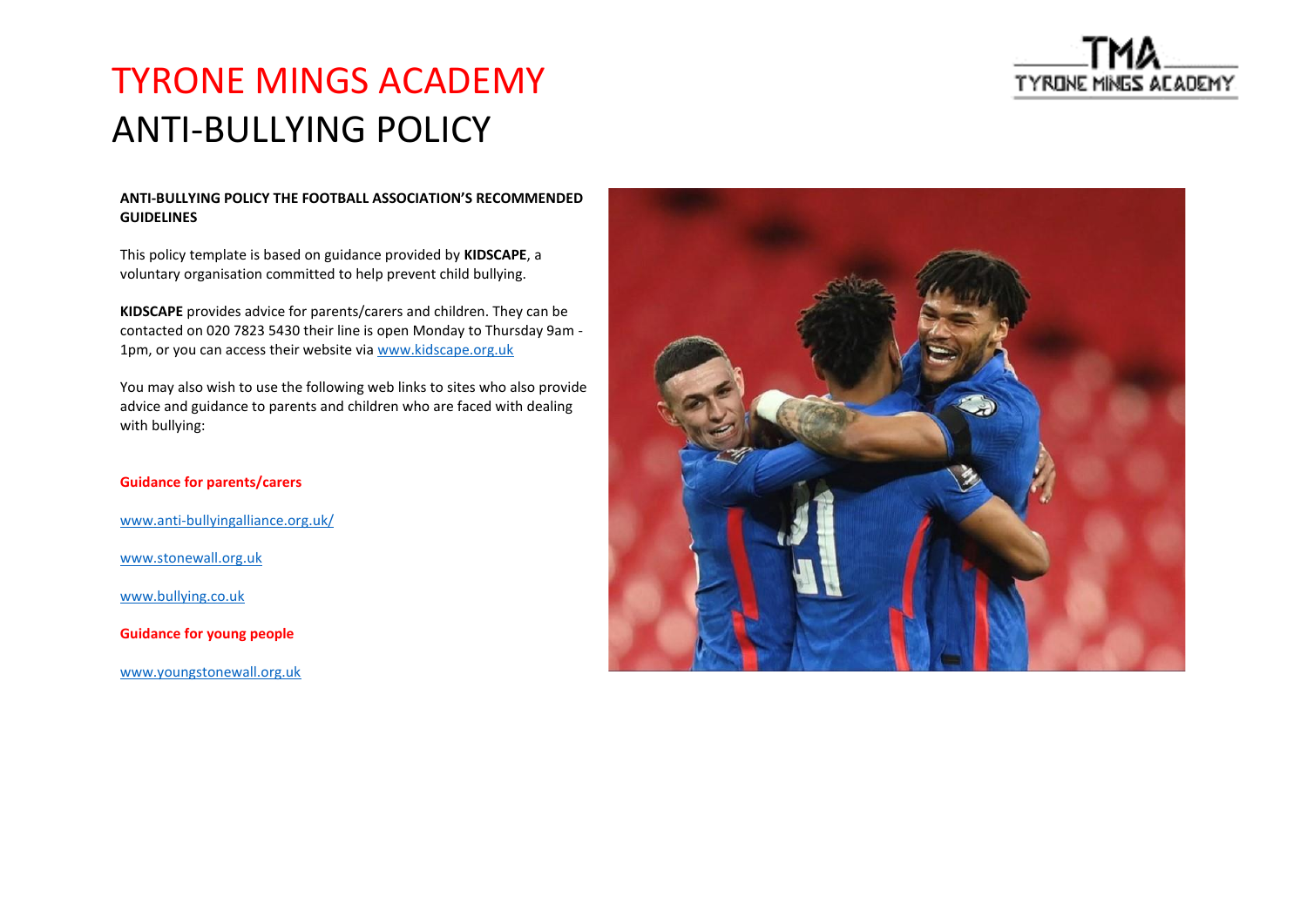# TYRONE MINGS ACADEMY
# ANTI-BULLYING POLICY

**ANTI-BULLYING POLICY THE FOOTBALL ASSOCIATION'S RECOMMENDED GUIDELINES**

This policy template is based on guidance provided by **KIDSCAPE**, a voluntary organisation committed to help prevent child bullying.

**KIDSCAPE** provides advice for parents/carers and children. They can be contacted on 020 7823 5430 their line is open Monday to Thursday 9am - 1pm, or you can access their website via www.kidscape.org.uk

You may also wish to use the following web links to sites who also provide advice and guidance to parents and children who are faced with dealing with bullying:

**Guidance for parents/carers**

www.anti-bullyingalliance.org.uk/

www.stonewall.org.uk

www.bullying.co.uk

**Guidance for young people**

www.youngstonewall.org.uk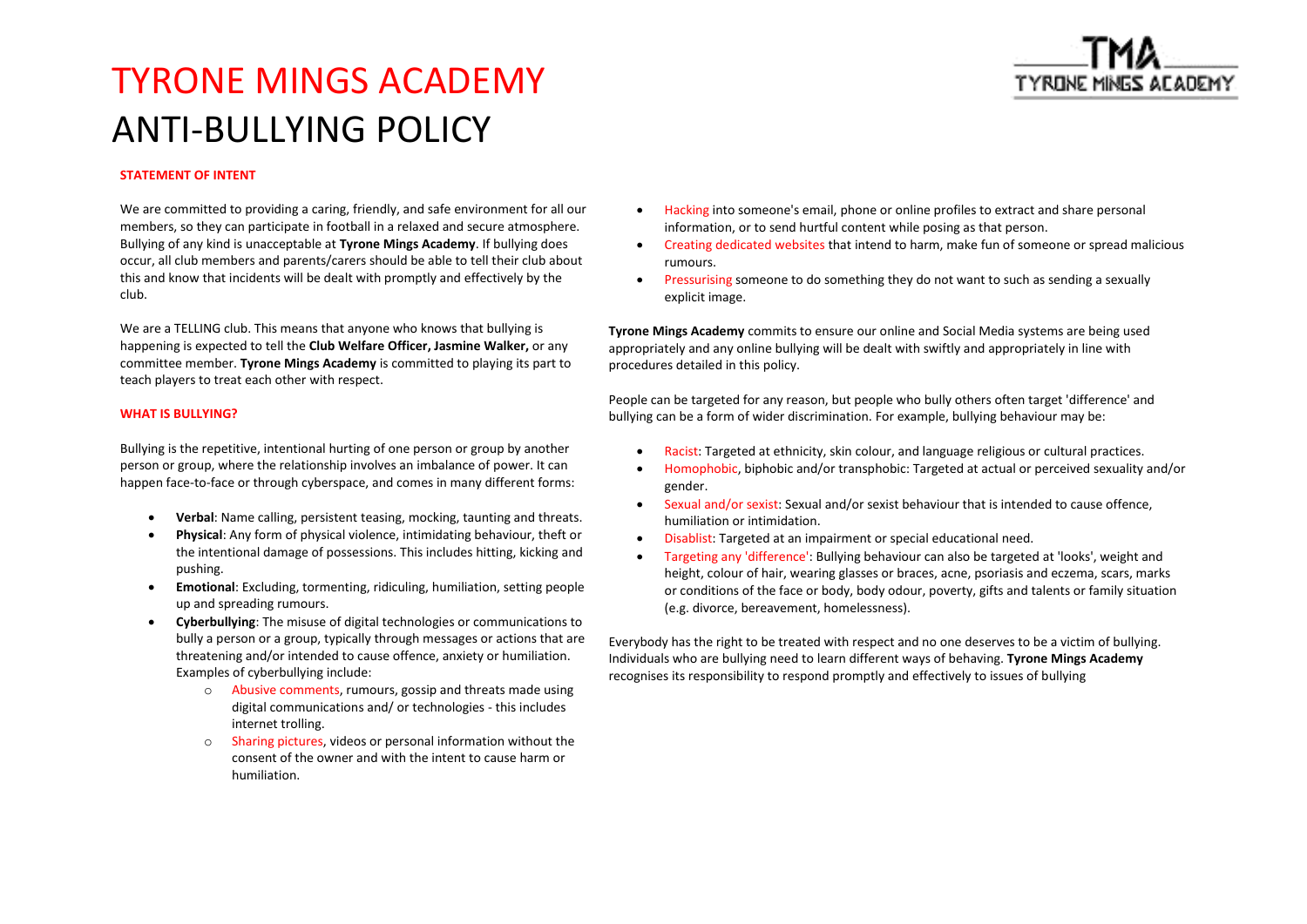# TYRONE MINGS ACADEMY
# ANTI-BULLYING POLICY

**STATEMENT OF INTENT**

We are committed to providing a caring, friendly, and safe environment for all our members, so they can participate in football in a relaxed and secure atmosphere. Bullying of any kind is unacceptable at **Tyrone Mings Academy**. If bullying does occur, all club members and parents/carers should be able to tell their club about this and know that incidents will be dealt with promptly and effectively by the club.

We are a TELLING club. This means that anyone who knows that bullying is happening is expected to tell the **Club Welfare Officer, Jasmine Walker,** or any committee member. **Tyrone Mings Academy** is committed to playing its part to teach players to treat each other with respect.

**WHAT IS BULLYING?**

Bullying is the repetitive, intentional hurting of one person or group by another person or group, where the relationship involves an imbalance of power. It can happen face-to-face or through cyberspace, and comes in many different forms:

- **Verbal**: Name calling, persistent teasing, mocking, taunting and threats.
- **Physical**: Any form of physical violence, intimidating behaviour, theft or the intentional damage of possessions. This includes hitting, kicking and pushing.
- **Emotional**: Excluding, tormenting, ridiculing, humiliation, setting people up and spreading rumours.
- **Cyberbullying**: The misuse of digital technologies or communications to bully a person or a group, typically through messages or actions that are threatening and/or intended to cause offence, anxiety or humiliation. Examples of cyberbullying include:
  - Abusive comments, rumours, gossip and threats made using digital communications and/ or technologies - this includes internet trolling.
  - Sharing pictures, videos or personal information without the consent of the owner and with the intent to cause harm or humiliation.
  - Hacking into someone's email, phone or online profiles to extract and share personal information, or to send hurtful content while posing as that person.
  - Creating dedicated websites that intend to harm, make fun of someone or spread malicious rumours.
  - Pressurising someone to do something they do not want to such as sending a sexually explicit image.

**Tyrone Mings Academy** commits to ensure our online and Social Media systems are being used appropriately and any online bullying will be dealt with swiftly and appropriately in line with procedures detailed in this policy.

People can be targeted for any reason, but people who bully others often target 'difference' and bullying can be a form of wider discrimination. For example, bullying behaviour may be:

- Racist: Targeted at ethnicity, skin colour, and language religious or cultural practices.
- Homophobic, biphobic and/or transphobic: Targeted at actual or perceived sexuality and/or gender.
- Sexual and/or sexist: Sexual and/or sexist behaviour that is intended to cause offence, humiliation or intimidation.
- Disablist: Targeted at an impairment or special educational need.
- Targeting any 'difference': Bullying behaviour can also be targeted at 'looks', weight and height, colour of hair, wearing glasses or braces, acne, psoriasis and eczema, scars, marks or conditions of the face or body, body odour, poverty, gifts and talents or family situation (e.g. divorce, bereavement, homelessness).

Everybody has the right to be treated with respect and no one deserves to be a victim of bullying. Individuals who are bullying need to learn different ways of behaving. **Tyrone Mings Academy** recognises its responsibility to respond promptly and effectively to issues of bullying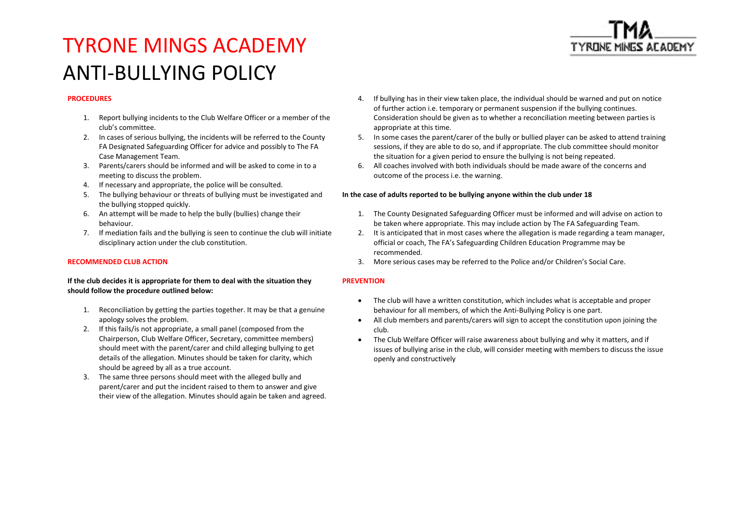# TYRONE MINGS ACADEMY
# ANTI-BULLYING POLICY

### PROCEDURES

1. Report bullying incidents to the Club Welfare Officer or a member of the club's committee.
2. In cases of serious bullying, the incidents will be referred to the County FA Designated Safeguarding Officer for advice and possibly to The FA Case Management Team.
3. Parents/carers should be informed and will be asked to come in to a meeting to discuss the problem.
4. If necessary and appropriate, the police will be consulted.
5. The bullying behaviour or threats of bullying must be investigated and the bullying stopped quickly.
6. An attempt will be made to help the bully (bullies) change their behaviour.
7. If mediation fails and the bullying is seen to continue the club will initiate disciplinary action under the club constitution.

### RECOMMENDED CLUB ACTION

**If the club decides it is appropriate for them to deal with the situation they should follow the procedure outlined below:**

1. Reconciliation by getting the parties together. It may be that a genuine apology solves the problem.
2. If this fails/is not appropriate, a small panel (composed from the Chairperson, Club Welfare Officer, Secretary, committee members) should meet with the parent/carer and child alleging bullying to get details of the allegation. Minutes should be taken for clarity, which should be agreed by all as a true account.
3. The same three persons should meet with the alleged bully and parent/carer and put the incident raised to them to answer and give their view of the allegation. Minutes should again be taken and agreed.
4. If bullying has in their view taken place, the individual should be warned and put on notice of further action i.e. temporary or permanent suspension if the bullying continues. Consideration should be given as to whether a reconciliation meeting between parties is appropriate at this time.
5. In some cases the parent/carer of the bully or bullied player can be asked to attend training sessions, if they are able to do so, and if appropriate. The club committee should monitor the situation for a given period to ensure the bullying is not being repeated.
6. All coaches involved with both individuals should be made aware of the concerns and outcome of the process i.e. the warning.

**In the case of adults reported to be bullying anyone within the club under 18**

1. The County Designated Safeguarding Officer must be informed and will advise on action to be taken where appropriate. This may include action by The FA Safeguarding Team.
2. It is anticipated that in most cases where the allegation is made regarding a team manager, official or coach, The FA's Safeguarding Children Education Programme may be recommended.
3. More serious cases may be referred to the Police and/or Children's Social Care.

### PREVENTION

- The club will have a written constitution, which includes what is acceptable and proper behaviour for all members, of which the Anti-Bullying Policy is one part.
- All club members and parents/carers will sign to accept the constitution upon joining the club.
- The Club Welfare Officer will raise awareness about bullying and why it matters, and if issues of bullying arise in the club, will consider meeting with members to discuss the issue openly and constructively